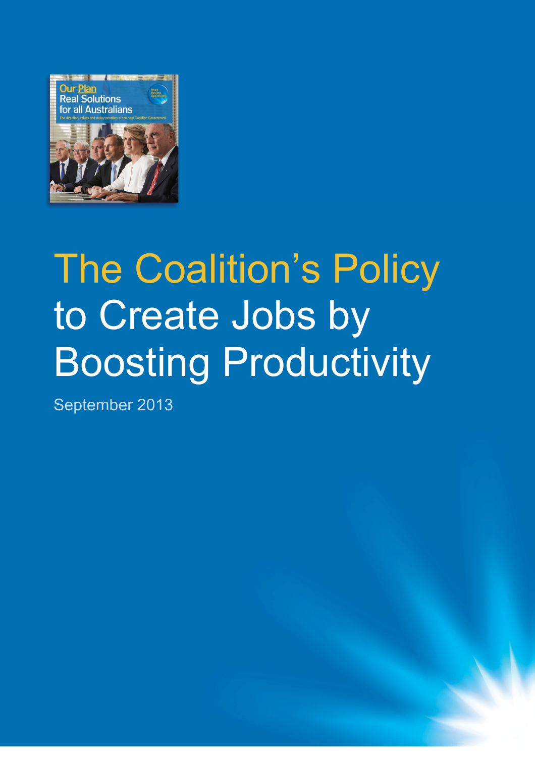# The Coalition's Policy to Create Jobs by Boosting Productivity

September 2013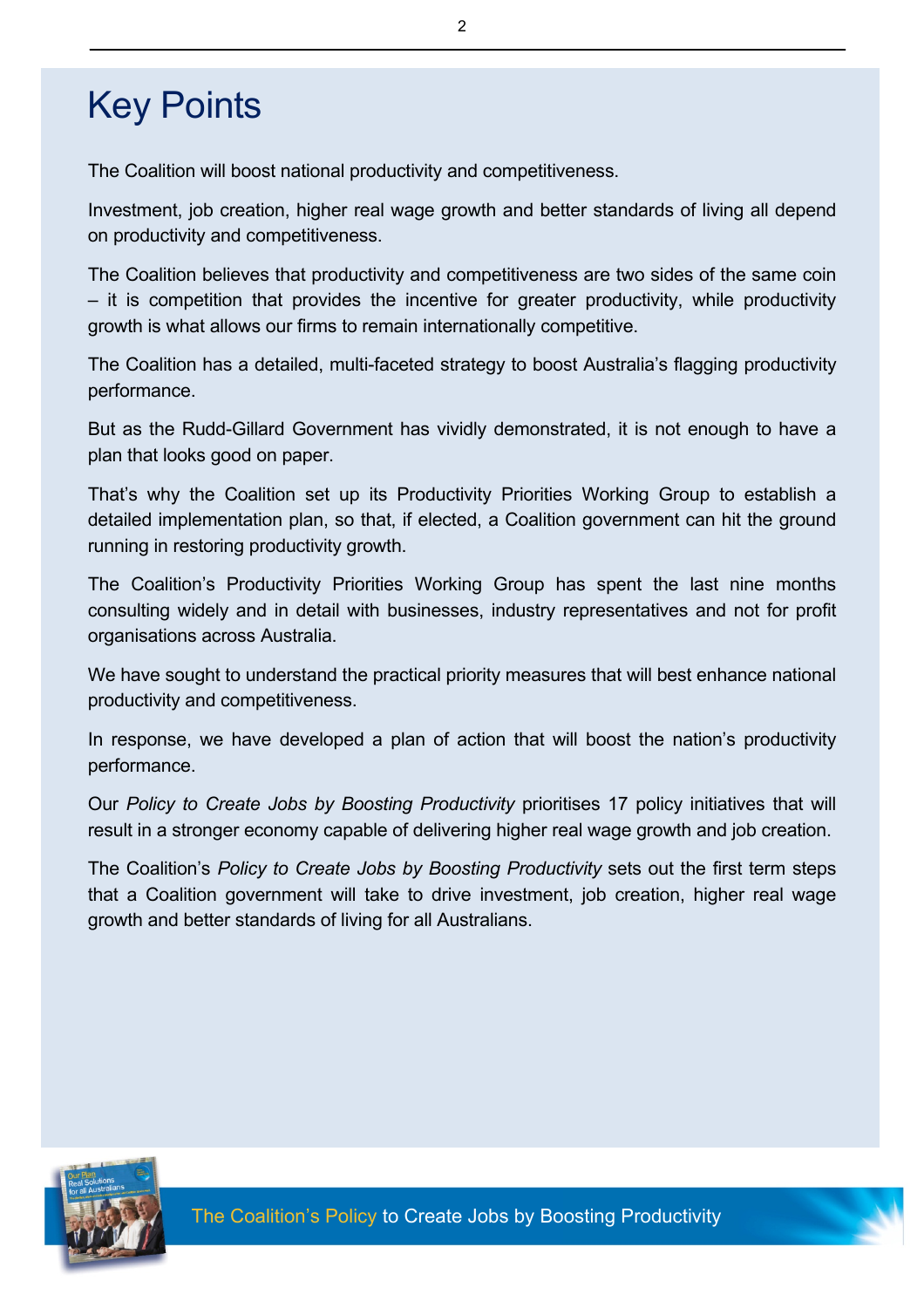# Key Points

The Coalition will boost national productivity and competitiveness.

Investment, job creation, higher real wage growth and better standards of living all depend on productivity and competitiveness.

The Coalition believes that productivity and competitiveness are two sides of the same coin – it is competition that provides the incentive for greater productivity, while productivity growth is what allows our firms to remain internationally competitive.

The Coalition has a detailed, multi-faceted strategy to boost Australia's flagging productivity performance.

But as the Rudd-Gillard Government has vividly demonstrated, it is not enough to have a plan that looks good on paper.

That's why the Coalition set up its Productivity Priorities Working Group to establish a detailed implementation plan, so that, if elected, a Coalition government can hit the ground running in restoring productivity growth.

The Coalition's Productivity Priorities Working Group has spent the last nine months consulting widely and in detail with businesses, industry representatives and not for profit organisations across Australia.

We have sought to understand the practical priority measures that will best enhance national productivity and competitiveness.

In response, we have developed a plan of action that will boost the nation's productivity performance.

Our *Policy to Create Jobs by Boosting Productivity* prioritises 17 policy initiatives that will result in a stronger economy capable of delivering higher real wage growth and job creation.

The Coalition's *Policy to Create Jobs by Boosting Productivity* sets out the first term steps that a Coalition government will take to drive investment, job creation, higher real wage growth and better standards of living for all Australians.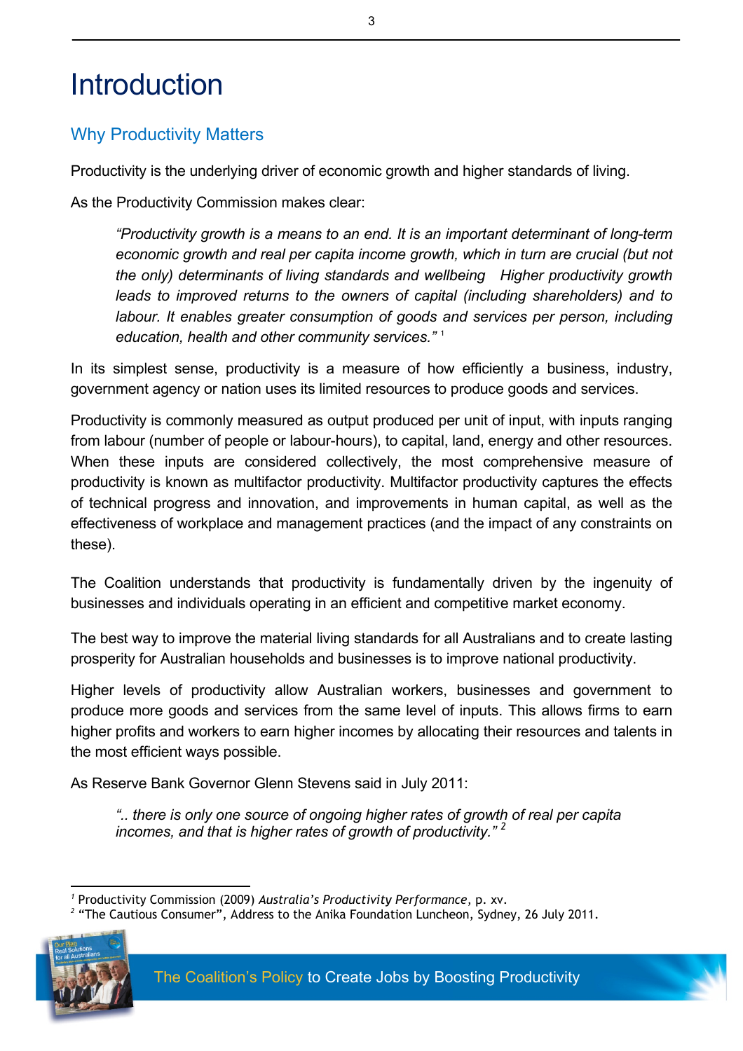# Introduction

## Why Productivity Matters

Productivity is the underlying driver of economic growth and higher standards of living.

As the Productivity Commission makes clear:

> *"Productivity growth is a means to an end. It is an important determinant of long-term economic growth and real per capita income growth, which in turn are crucial (but not the only) determinants of living standards and wellbeing  Higher productivity growth leads to improved returns to the owners of capital (including shareholders) and to labour. It enables greater consumption of goods and services per person, including education, health and other community services."* [1]

In its simplest sense, productivity is a measure of how efficiently a business, industry, government agency or nation uses its limited resources to produce goods and services.

Productivity is commonly measured as output produced per unit of input, with inputs ranging from labour (number of people or labour-hours), to capital, land, energy and other resources. When these inputs are considered collectively, the most comprehensive measure of productivity is known as multifactor productivity. Multifactor productivity captures the effects of technical progress and innovation, and improvements in human capital, as well as the effectiveness of workplace and management practices (and the impact of any constraints on these).

The Coalition understands that productivity is fundamentally driven by the ingenuity of businesses and individuals operating in an efficient and competitive market economy.

The best way to improve the material living standards for all Australians and to create lasting prosperity for Australian households and businesses is to improve national productivity.

Higher levels of productivity allow Australian workers, businesses and government to produce more goods and services from the same level of inputs. This allows firms to earn higher profits and workers to earn higher incomes by allocating their resources and talents in the most efficient ways possible.

As Reserve Bank Governor Glenn Stevens said in July 2011:

> *".. there is only one source of ongoing higher rates of growth of real per capita incomes, and that is higher rates of growth of productivity."* [2]

---

[1] Productivity Commission (2009) *Australia's Productivity Performance*, p. xv.

[2] "The Cautious Consumer", Address to the Anika Foundation Luncheon, Sydney, 26 July 2011.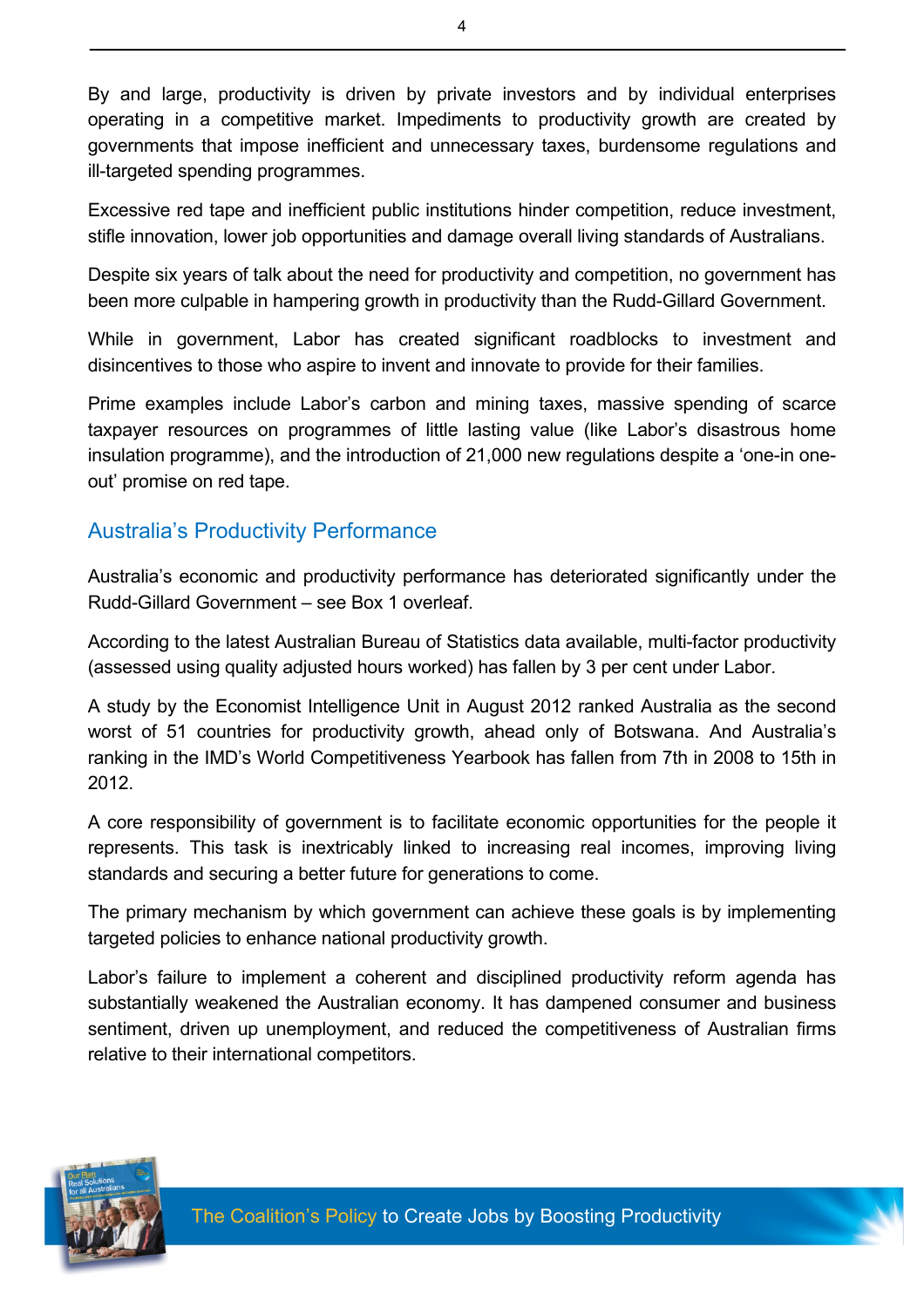By and large, productivity is driven by private investors and by individual enterprises operating in a competitive market. Impediments to productivity growth are created by governments that impose inefficient and unnecessary taxes, burdensome regulations and ill-targeted spending programmes.

Excessive red tape and inefficient public institutions hinder competition, reduce investment, stifle innovation, lower job opportunities and damage overall living standards of Australians.

Despite six years of talk about the need for productivity and competition, no government has been more culpable in hampering growth in productivity than the Rudd-Gillard Government.

While in government, Labor has created significant roadblocks to investment and disincentives to those who aspire to invent and innovate to provide for their families.

Prime examples include Labor's carbon and mining taxes, massive spending of scarce taxpayer resources on programmes of little lasting value (like Labor's disastrous home insulation programme), and the introduction of 21,000 new regulations despite a 'one-in one-out' promise on red tape.

## Australia's Productivity Performance

Australia's economic and productivity performance has deteriorated significantly under the Rudd-Gillard Government – see Box 1 overleaf.

According to the latest Australian Bureau of Statistics data available, multi-factor productivity (assessed using quality adjusted hours worked) has fallen by 3 per cent under Labor.

A study by the Economist Intelligence Unit in August 2012 ranked Australia as the second worst of 51 countries for productivity growth, ahead only of Botswana. And Australia's ranking in the IMD's World Competitiveness Yearbook has fallen from 7th in 2008 to 15th in 2012.

A core responsibility of government is to facilitate economic opportunities for the people it represents. This task is inextricably linked to increasing real incomes, improving living standards and securing a better future for generations to come.

The primary mechanism by which government can achieve these goals is by implementing targeted policies to enhance national productivity growth.

Labor's failure to implement a coherent and disciplined productivity reform agenda has substantially weakened the Australian economy. It has dampened consumer and business sentiment, driven up unemployment, and reduced the competitiveness of Australian firms relative to their international competitors.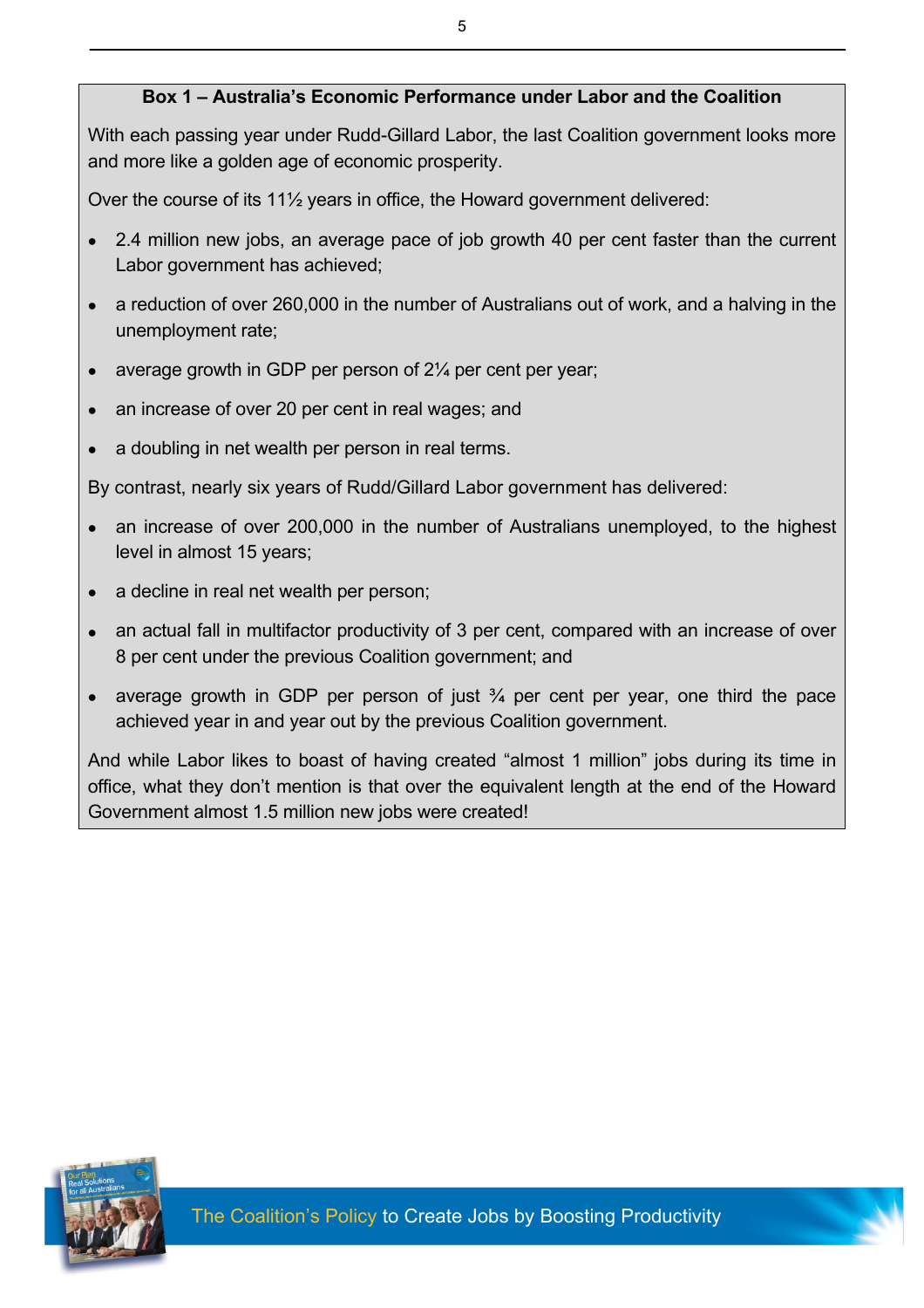**Box 1 – Australia's Economic Performance under Labor and the Coalition**

With each passing year under Rudd-Gillard Labor, the last Coalition government looks more and more like a golden age of economic prosperity.

Over the course of its 11½ years in office, the Howard government delivered:

- 2.4 million new jobs, an average pace of job growth 40 per cent faster than the current Labor government has achieved;
- a reduction of over 260,000 in the number of Australians out of work, and a halving in the unemployment rate;
- average growth in GDP per person of 2¼ per cent per year;
- an increase of over 20 per cent in real wages; and
- a doubling in net wealth per person in real terms.

By contrast, nearly six years of Rudd/Gillard Labor government has delivered:

- an increase of over 200,000 in the number of Australians unemployed, to the highest level in almost 15 years;
- a decline in real net wealth per person;
- an actual fall in multifactor productivity of 3 per cent, compared with an increase of over 8 per cent under the previous Coalition government; and
- average growth in GDP per person of just ¾ per cent per year, one third the pace achieved year in and year out by the previous Coalition government.

And while Labor likes to boast of having created "almost 1 million" jobs during its time in office, what they don't mention is that over the equivalent length at the end of the Howard Government almost 1.5 million new jobs were created!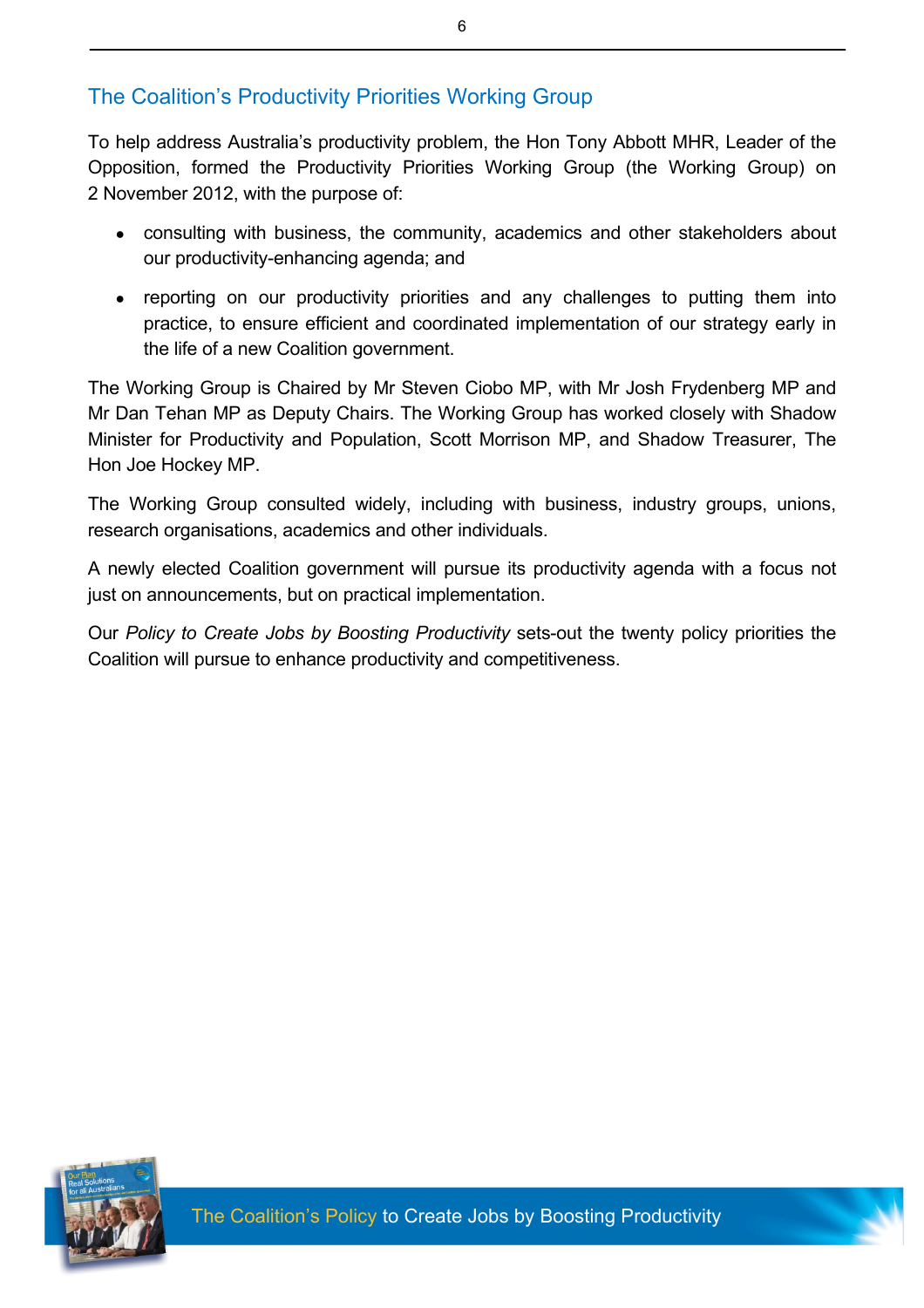## The Coalition's Productivity Priorities Working Group

To help address Australia's productivity problem, the Hon Tony Abbott MHR, Leader of the Opposition, formed the Productivity Priorities Working Group (the Working Group) on 2 November 2012, with the purpose of:

- consulting with business, the community, academics and other stakeholders about our productivity-enhancing agenda; and
- reporting on our productivity priorities and any challenges to putting them into practice, to ensure efficient and coordinated implementation of our strategy early in the life of a new Coalition government.

The Working Group is Chaired by Mr Steven Ciobo MP, with Mr Josh Frydenberg MP and Mr Dan Tehan MP as Deputy Chairs. The Working Group has worked closely with Shadow Minister for Productivity and Population, Scott Morrison MP, and Shadow Treasurer, The Hon Joe Hockey MP.

The Working Group consulted widely, including with business, industry groups, unions, research organisations, academics and other individuals.

A newly elected Coalition government will pursue its productivity agenda with a focus not just on announcements, but on practical implementation.

Our *Policy to Create Jobs by Boosting Productivity* sets-out the twenty policy priorities the Coalition will pursue to enhance productivity and competitiveness.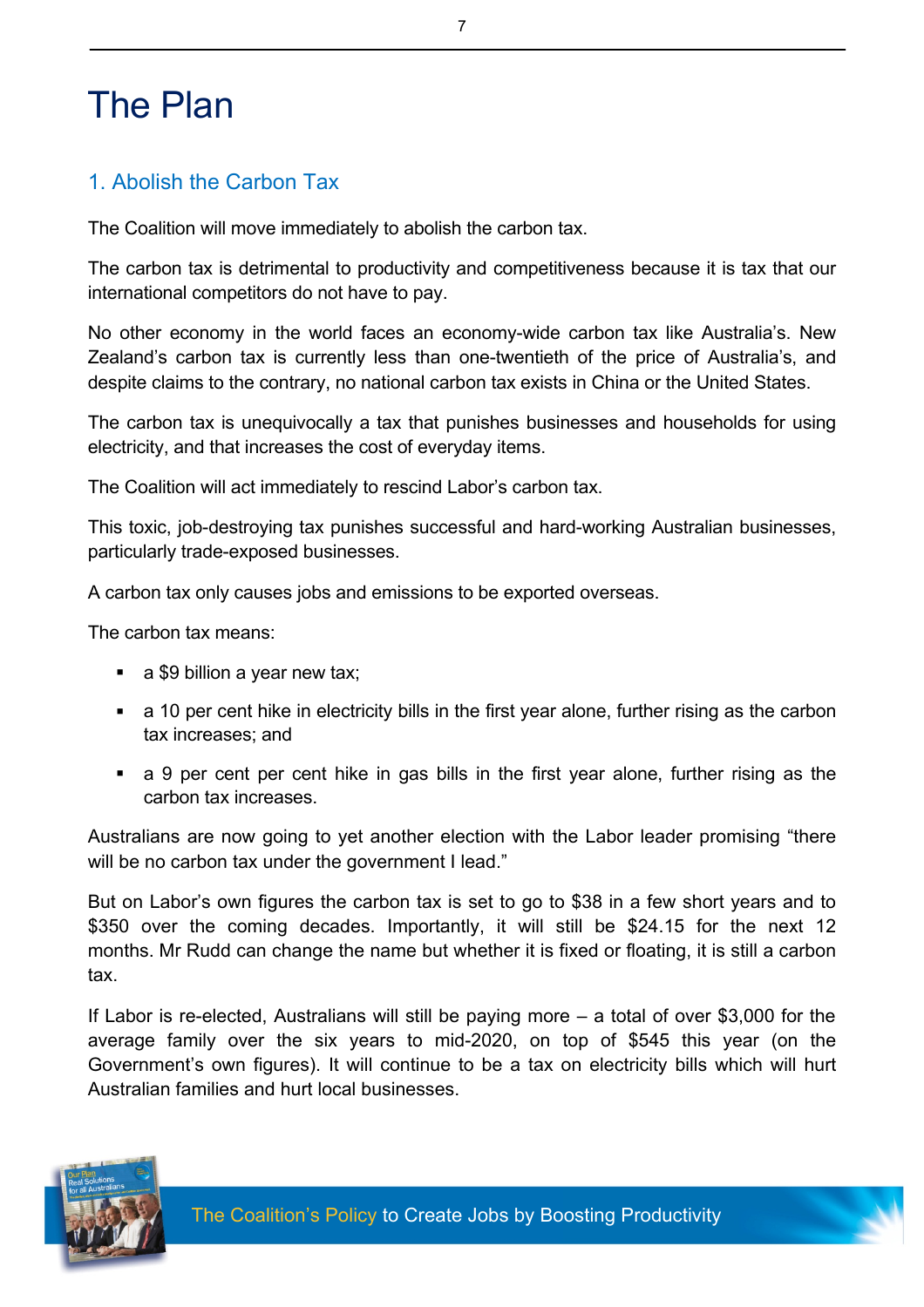# The Plan

## 1. Abolish the Carbon Tax

The Coalition will move immediately to abolish the carbon tax.

The carbon tax is detrimental to productivity and competitiveness because it is tax that our international competitors do not have to pay.

No other economy in the world faces an economy-wide carbon tax like Australia's. New Zealand's carbon tax is currently less than one-twentieth of the price of Australia's, and despite claims to the contrary, no national carbon tax exists in China or the United States.

The carbon tax is unequivocally a tax that punishes businesses and households for using electricity, and that increases the cost of everyday items.

The Coalition will act immediately to rescind Labor's carbon tax.

This toxic, job-destroying tax punishes successful and hard-working Australian businesses, particularly trade-exposed businesses.

A carbon tax only causes jobs and emissions to be exported overseas.

The carbon tax means:

- a $9 billion a year new tax;
- a 10 per cent hike in electricity bills in the first year alone, further rising as the carbon tax increases; and
- a 9 per cent per cent hike in gas bills in the first year alone, further rising as the carbon tax increases.

Australians are now going to yet another election with the Labor leader promising "there will be no carbon tax under the government I lead."

But on Labor's own figures the carbon tax is set to go to $38 in a few short years and to $350 over the coming decades. Importantly, it will still be $24.15 for the next 12 months. Mr Rudd can change the name but whether it is fixed or floating, it is still a carbon tax.

If Labor is re-elected, Australians will still be paying more – a total of over $3,000 for the average family over the six years to mid-2020, on top of $545 this year (on the Government's own figures). It will continue to be a tax on electricity bills which will hurt Australian families and hurt local businesses.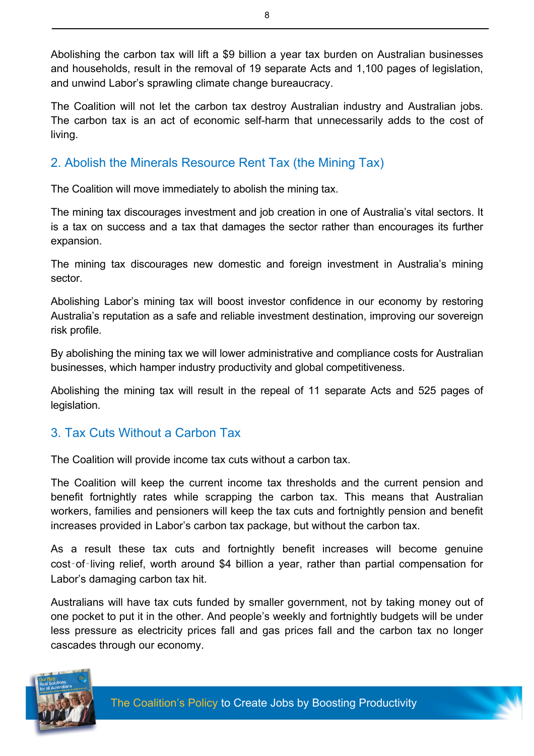Abolishing the carbon tax will lift a $9 billion a year tax burden on Australian businesses and households, result in the removal of 19 separate Acts and 1,100 pages of legislation, and unwind Labor's sprawling climate change bureaucracy.

The Coalition will not let the carbon tax destroy Australian industry and Australian jobs. The carbon tax is an act of economic self-harm that unnecessarily adds to the cost of living.

## 2. Abolish the Minerals Resource Rent Tax (the Mining Tax)

The Coalition will move immediately to abolish the mining tax.

The mining tax discourages investment and job creation in one of Australia's vital sectors. It is a tax on success and a tax that damages the sector rather than encourages its further expansion.

The mining tax discourages new domestic and foreign investment in Australia's mining sector.

Abolishing Labor's mining tax will boost investor confidence in our economy by restoring Australia's reputation as a safe and reliable investment destination, improving our sovereign risk profile.

By abolishing the mining tax we will lower administrative and compliance costs for Australian businesses, which hamper industry productivity and global competitiveness.

Abolishing the mining tax will result in the repeal of 11 separate Acts and 525 pages of legislation.

## 3. Tax Cuts Without a Carbon Tax

The Coalition will provide income tax cuts without a carbon tax.

The Coalition will keep the current income tax thresholds and the current pension and benefit fortnightly rates while scrapping the carbon tax. This means that Australian workers, families and pensioners will keep the tax cuts and fortnightly pension and benefit increases provided in Labor's carbon tax package, but without the carbon tax.

As a result these tax cuts and fortnightly benefit increases will become genuine cost-of-living relief, worth around $4 billion a year, rather than partial compensation for Labor's damaging carbon tax hit.

Australians will have tax cuts funded by smaller government, not by taking money out of one pocket to put it in the other. And people's weekly and fortnightly budgets will be under less pressure as electricity prices fall and gas prices fall and the carbon tax no longer cascades through our economy.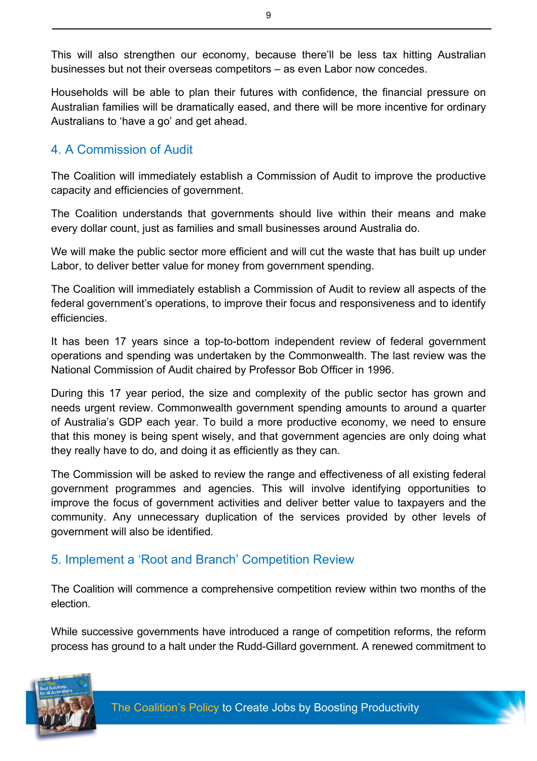This will also strengthen our economy, because there'll be less tax hitting Australian businesses but not their overseas competitors – as even Labor now concedes.

Households will be able to plan their futures with confidence, the financial pressure on Australian families will be dramatically eased, and there will be more incentive for ordinary Australians to 'have a go' and get ahead.

## 4. A Commission of Audit

The Coalition will immediately establish a Commission of Audit to improve the productive capacity and efficiencies of government.

The Coalition understands that governments should live within their means and make every dollar count, just as families and small businesses around Australia do.

We will make the public sector more efficient and will cut the waste that has built up under Labor, to deliver better value for money from government spending.

The Coalition will immediately establish a Commission of Audit to review all aspects of the federal government's operations, to improve their focus and responsiveness and to identify efficiencies.

It has been 17 years since a top-to-bottom independent review of federal government operations and spending was undertaken by the Commonwealth. The last review was the National Commission of Audit chaired by Professor Bob Officer in 1996.

During this 17 year period, the size and complexity of the public sector has grown and needs urgent review. Commonwealth government spending amounts to around a quarter of Australia's GDP each year. To build a more productive economy, we need to ensure that this money is being spent wisely, and that government agencies are only doing what they really have to do, and doing it as efficiently as they can.

The Commission will be asked to review the range and effectiveness of all existing federal government programmes and agencies. This will involve identifying opportunities to improve the focus of government activities and deliver better value to taxpayers and the community. Any unnecessary duplication of the services provided by other levels of government will also be identified.

## 5. Implement a 'Root and Branch' Competition Review

The Coalition will commence a comprehensive competition review within two months of the election.

While successive governments have introduced a range of competition reforms, the reform process has ground to a halt under the Rudd-Gillard government. A renewed commitment to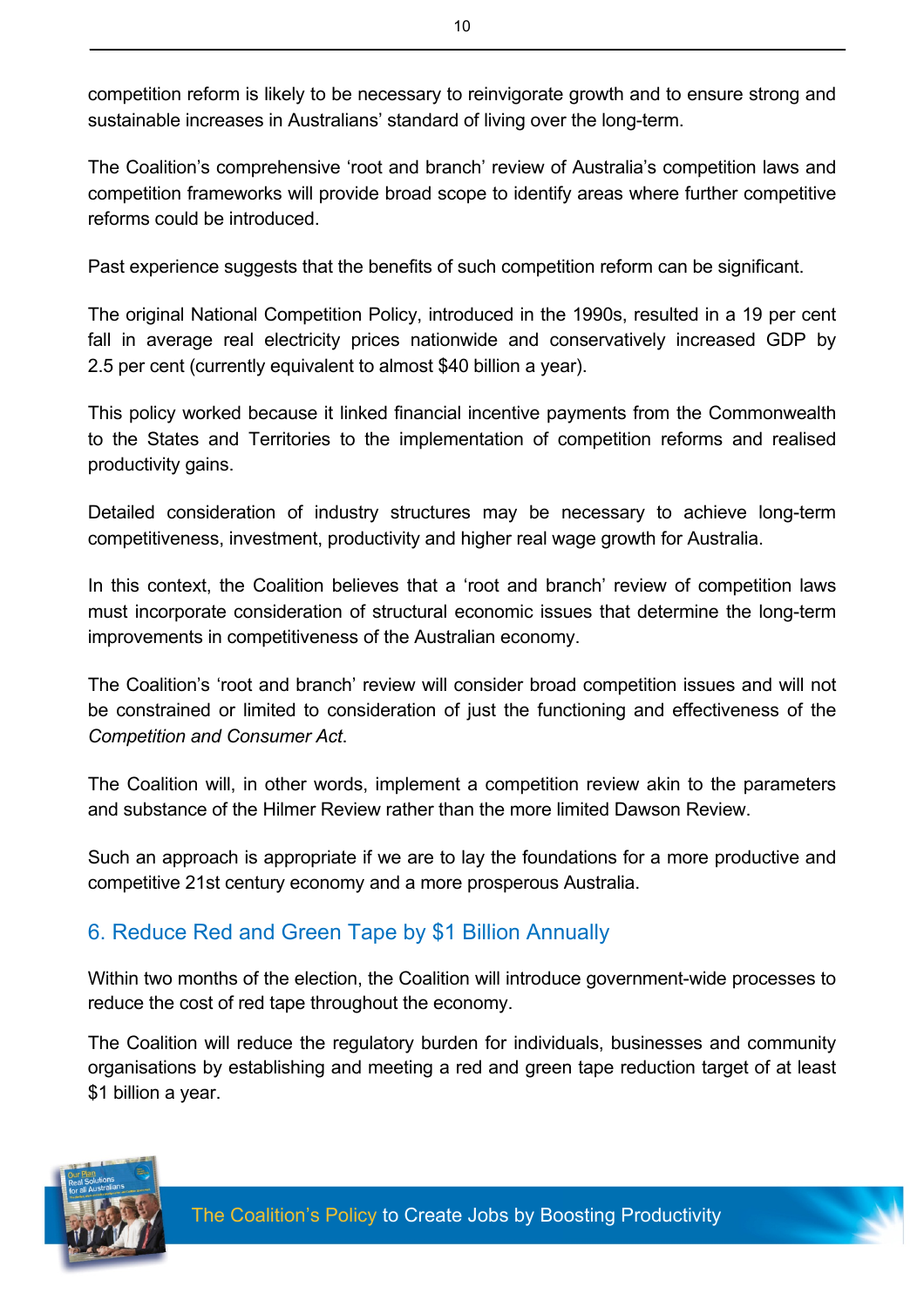competition reform is likely to be necessary to reinvigorate growth and to ensure strong and sustainable increases in Australians' standard of living over the long-term.

The Coalition's comprehensive 'root and branch' review of Australia's competition laws and competition frameworks will provide broad scope to identify areas where further competitive reforms could be introduced.

Past experience suggests that the benefits of such competition reform can be significant.

The original National Competition Policy, introduced in the 1990s, resulted in a 19 per cent fall in average real electricity prices nationwide and conservatively increased GDP by 2.5 per cent (currently equivalent to almost $40 billion a year).

This policy worked because it linked financial incentive payments from the Commonwealth to the States and Territories to the implementation of competition reforms and realised productivity gains.

Detailed consideration of industry structures may be necessary to achieve long-term competitiveness, investment, productivity and higher real wage growth for Australia.

In this context, the Coalition believes that a 'root and branch' review of competition laws must incorporate consideration of structural economic issues that determine the long-term improvements in competitiveness of the Australian economy.

The Coalition's 'root and branch' review will consider broad competition issues and will not be constrained or limited to consideration of just the functioning and effectiveness of the *Competition and Consumer Act*.

The Coalition will, in other words, implement a competition review akin to the parameters and substance of the Hilmer Review rather than the more limited Dawson Review.

Such an approach is appropriate if we are to lay the foundations for a more productive and competitive 21st century economy and a more prosperous Australia.

## 6. Reduce Red and Green Tape by $1 Billion Annually

Within two months of the election, the Coalition will introduce government-wide processes to reduce the cost of red tape throughout the economy.

The Coalition will reduce the regulatory burden for individuals, businesses and community organisations by establishing and meeting a red and green tape reduction target of at least $1 billion a year.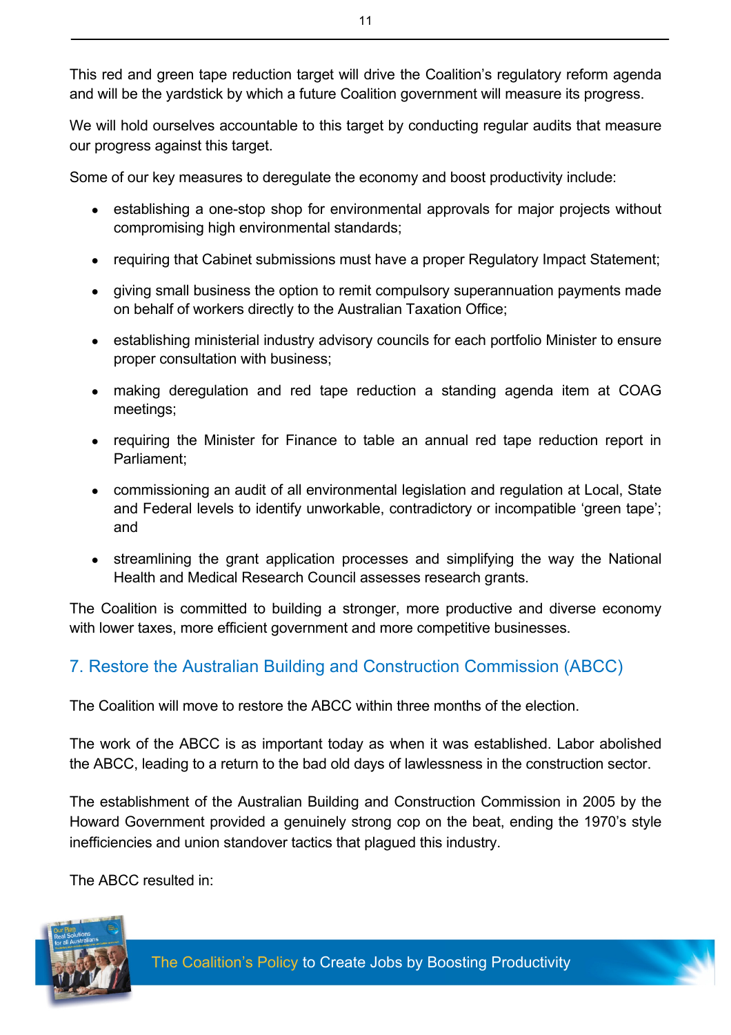This red and green tape reduction target will drive the Coalition's regulatory reform agenda and will be the yardstick by which a future Coalition government will measure its progress.

We will hold ourselves accountable to this target by conducting regular audits that measure our progress against this target.

Some of our key measures to deregulate the economy and boost productivity include:

- establishing a one-stop shop for environmental approvals for major projects without compromising high environmental standards;
- requiring that Cabinet submissions must have a proper Regulatory Impact Statement;
- giving small business the option to remit compulsory superannuation payments made on behalf of workers directly to the Australian Taxation Office;
- establishing ministerial industry advisory councils for each portfolio Minister to ensure proper consultation with business;
- making deregulation and red tape reduction a standing agenda item at COAG meetings;
- requiring the Minister for Finance to table an annual red tape reduction report in Parliament;
- commissioning an audit of all environmental legislation and regulation at Local, State and Federal levels to identify unworkable, contradictory or incompatible 'green tape'; and
- streamlining the grant application processes and simplifying the way the National Health and Medical Research Council assesses research grants.

The Coalition is committed to building a stronger, more productive and diverse economy with lower taxes, more efficient government and more competitive businesses.

## 7. Restore the Australian Building and Construction Commission (ABCC)

The Coalition will move to restore the ABCC within three months of the election.

The work of the ABCC is as important today as when it was established. Labor abolished the ABCC, leading to a return to the bad old days of lawlessness in the construction sector.

The establishment of the Australian Building and Construction Commission in 2005 by the Howard Government provided a genuinely strong cop on the beat, ending the 1970's style inefficiencies and union standover tactics that plagued this industry.

The ABCC resulted in: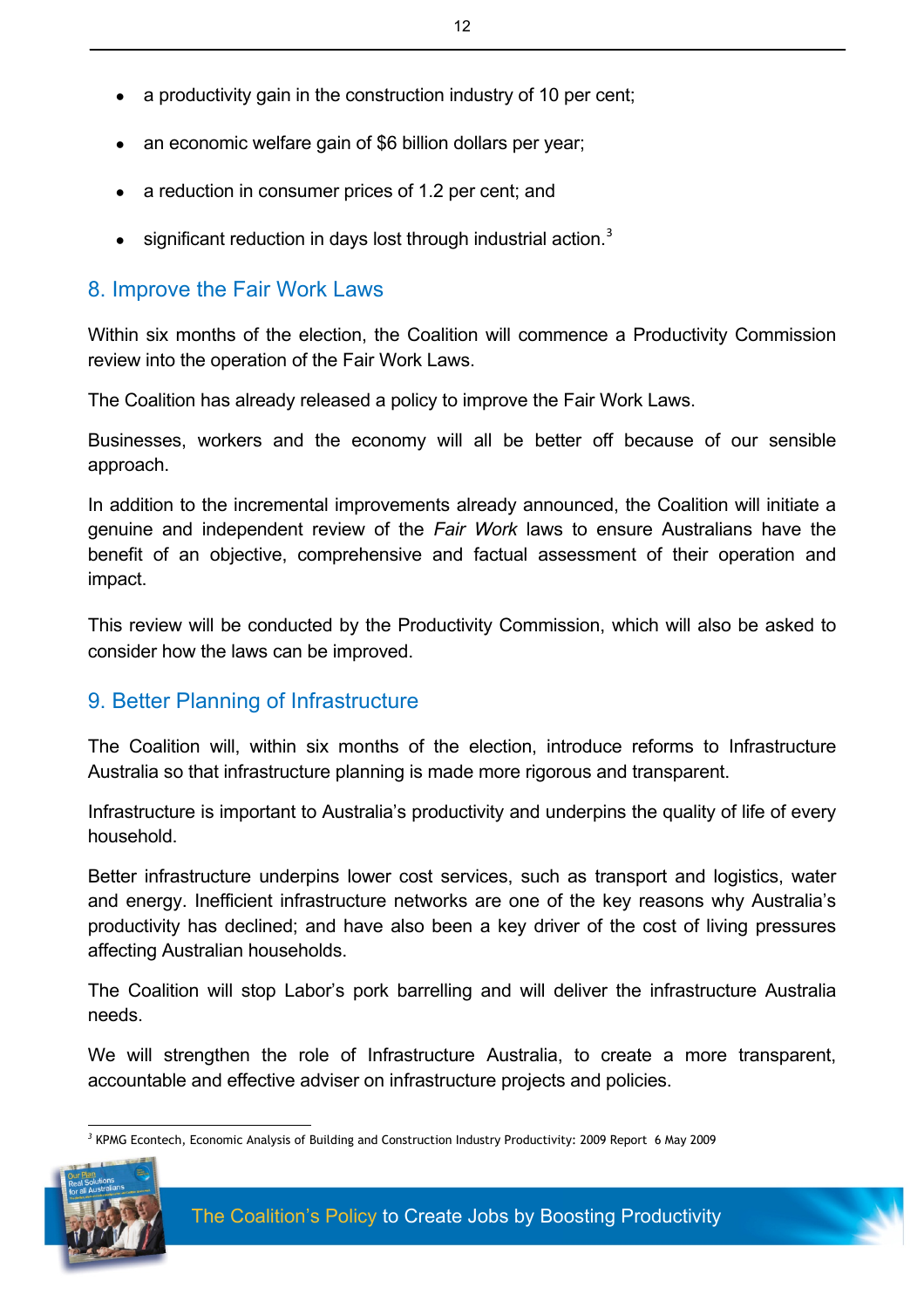- a productivity gain in the construction industry of 10 per cent;
- an economic welfare gain of $6 billion dollars per year;
- a reduction in consumer prices of 1.2 per cent; and
- significant reduction in days lost through industrial action.[3]

## 8. Improve the Fair Work Laws

Within six months of the election, the Coalition will commence a Productivity Commission review into the operation of the Fair Work Laws.

The Coalition has already released a policy to improve the Fair Work Laws.

Businesses, workers and the economy will all be better off because of our sensible approach.

In addition to the incremental improvements already announced, the Coalition will initiate a genuine and independent review of the *Fair Work* laws to ensure Australians have the benefit of an objective, comprehensive and factual assessment of their operation and impact.

This review will be conducted by the Productivity Commission, which will also be asked to consider how the laws can be improved.

## 9. Better Planning of Infrastructure

The Coalition will, within six months of the election, introduce reforms to Infrastructure Australia so that infrastructure planning is made more rigorous and transparent.

Infrastructure is important to Australia's productivity and underpins the quality of life of every household.

Better infrastructure underpins lower cost services, such as transport and logistics, water and energy. Inefficient infrastructure networks are one of the key reasons why Australia's productivity has declined; and have also been a key driver of the cost of living pressures affecting Australian households.

The Coalition will stop Labor's pork barrelling and will deliver the infrastructure Australia needs.

We will strengthen the role of Infrastructure Australia, to create a more transparent, accountable and effective adviser on infrastructure projects and policies.

---

[3] KPMG Econtech, Economic Analysis of Building and Construction Industry Productivity: 2009 Report 6 May 2009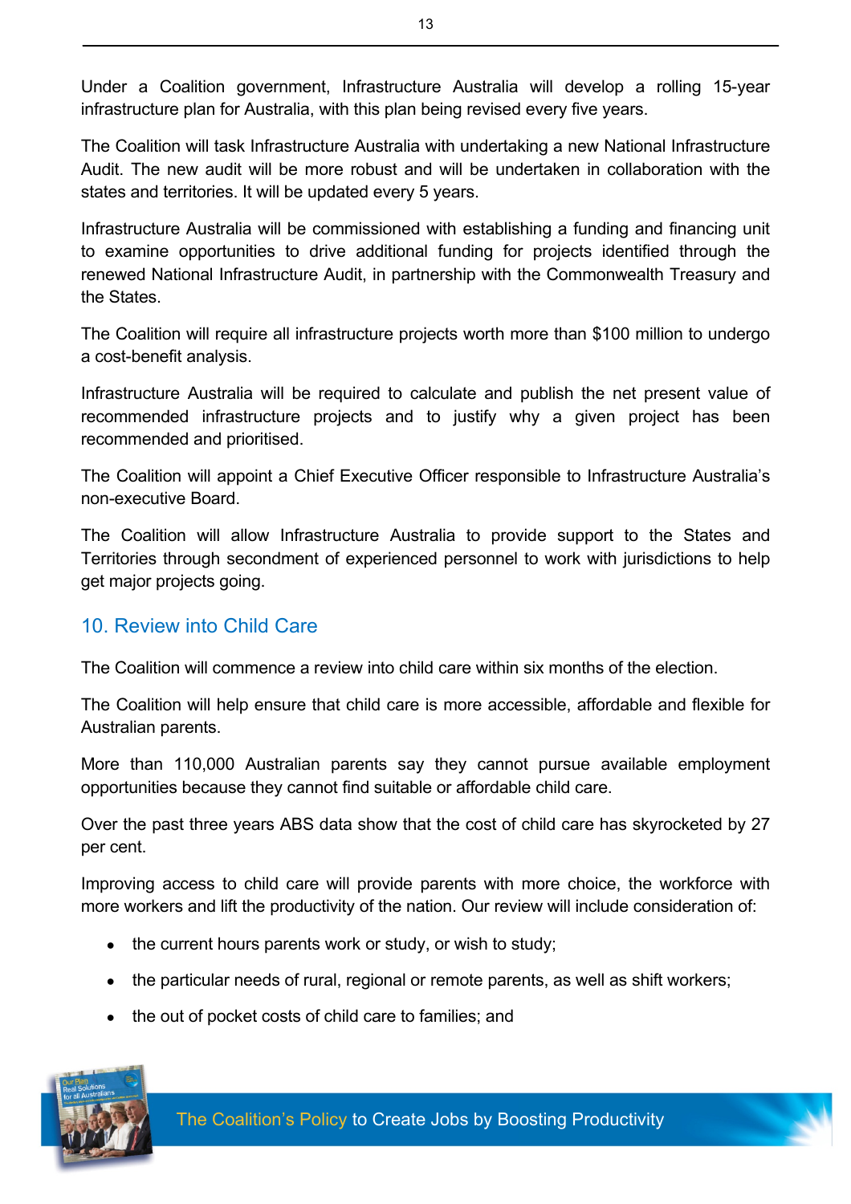Under a Coalition government, Infrastructure Australia will develop a rolling 15-year infrastructure plan for Australia, with this plan being revised every five years.

The Coalition will task Infrastructure Australia with undertaking a new National Infrastructure Audit. The new audit will be more robust and will be undertaken in collaboration with the states and territories. It will be updated every 5 years.

Infrastructure Australia will be commissioned with establishing a funding and financing unit to examine opportunities to drive additional funding for projects identified through the renewed National Infrastructure Audit, in partnership with the Commonwealth Treasury and the States.

The Coalition will require all infrastructure projects worth more than $100 million to undergo a cost-benefit analysis.

Infrastructure Australia will be required to calculate and publish the net present value of recommended infrastructure projects and to justify why a given project has been recommended and prioritised.

The Coalition will appoint a Chief Executive Officer responsible to Infrastructure Australia's non-executive Board.

The Coalition will allow Infrastructure Australia to provide support to the States and Territories through secondment of experienced personnel to work with jurisdictions to help get major projects going.

## 10. Review into Child Care

The Coalition will commence a review into child care within six months of the election.

The Coalition will help ensure that child care is more accessible, affordable and flexible for Australian parents.

More than 110,000 Australian parents say they cannot pursue available employment opportunities because they cannot find suitable or affordable child care.

Over the past three years ABS data show that the cost of child care has skyrocketed by 27 per cent.

Improving access to child care will provide parents with more choice, the workforce with more workers and lift the productivity of the nation. Our review will include consideration of:

- the current hours parents work or study, or wish to study;
- the particular needs of rural, regional or remote parents, as well as shift workers;
- the out of pocket costs of child care to families; and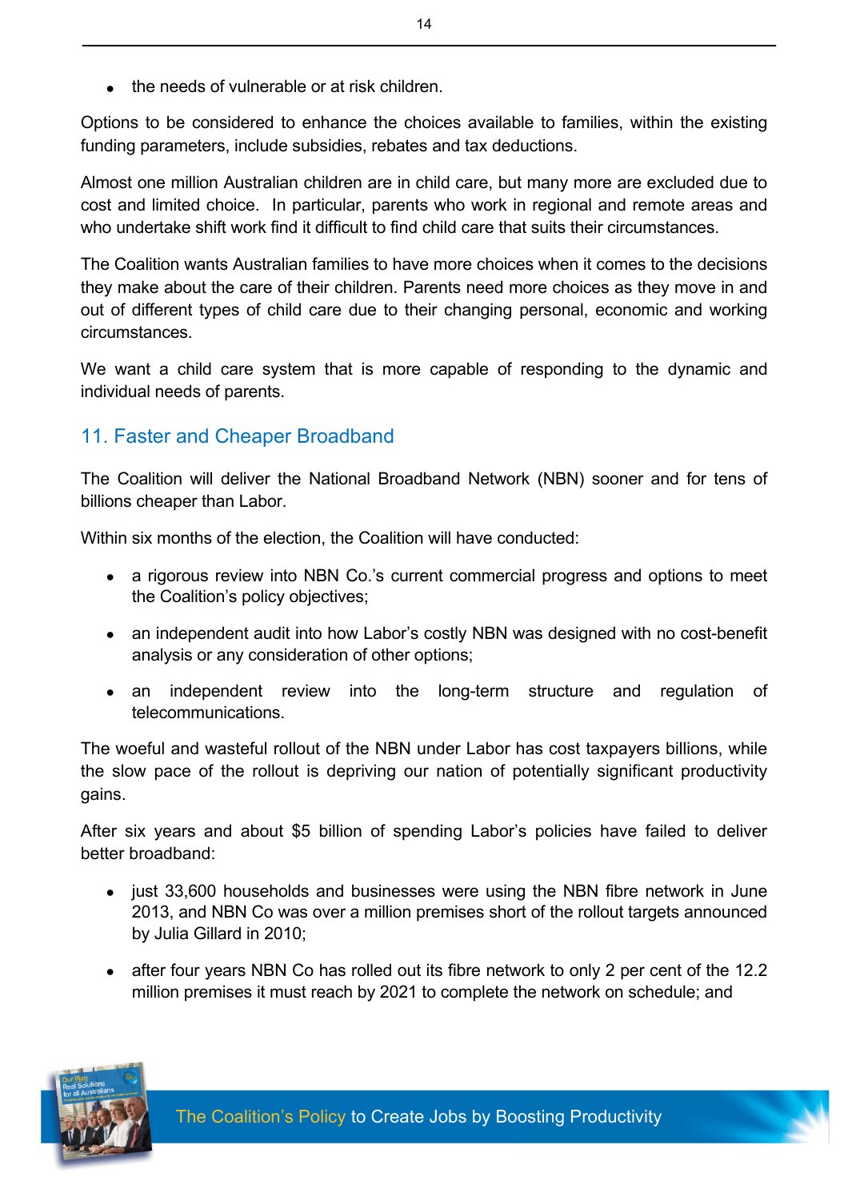- the needs of vulnerable or at risk children.

Options to be considered to enhance the choices available to families, within the existing funding parameters, include subsidies, rebates and tax deductions.

Almost one million Australian children are in child care, but many more are excluded due to cost and limited choice. In particular, parents who work in regional and remote areas and who undertake shift work find it difficult to find child care that suits their circumstances.

The Coalition wants Australian families to have more choices when it comes to the decisions they make about the care of their children. Parents need more choices as they move in and out of different types of child care due to their changing personal, economic and working circumstances.

We want a child care system that is more capable of responding to the dynamic and individual needs of parents.

## 11. Faster and Cheaper Broadband

The Coalition will deliver the National Broadband Network (NBN) sooner and for tens of billions cheaper than Labor.

Within six months of the election, the Coalition will have conducted:

- a rigorous review into NBN Co.'s current commercial progress and options to meet the Coalition's policy objectives;
- an independent audit into how Labor's costly NBN was designed with no cost-benefit analysis or any consideration of other options;
- an independent review into the long-term structure and regulation of telecommunications.

The woeful and wasteful rollout of the NBN under Labor has cost taxpayers billions, while the slow pace of the rollout is depriving our nation of potentially significant productivity gains.

After six years and about $5 billion of spending Labor's policies have failed to deliver better broadband:

- just 33,600 households and businesses were using the NBN fibre network in June 2013, and NBN Co was over a million premises short of the rollout targets announced by Julia Gillard in 2010;
- after four years NBN Co has rolled out its fibre network to only 2 per cent of the 12.2 million premises it must reach by 2021 to complete the network on schedule; and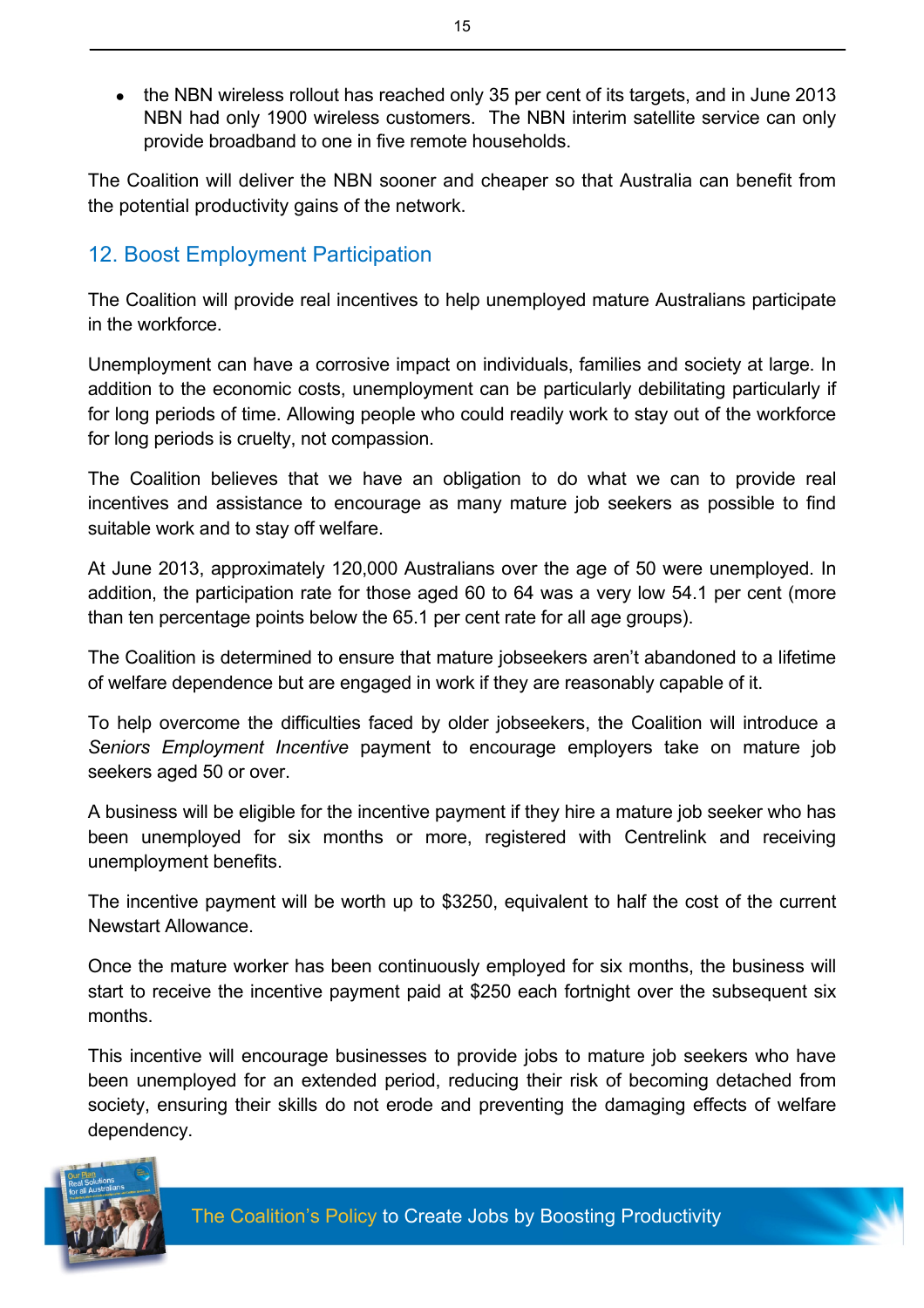- the NBN wireless rollout has reached only 35 per cent of its targets, and in June 2013 NBN had only 1900 wireless customers. The NBN interim satellite service can only provide broadband to one in five remote households.

The Coalition will deliver the NBN sooner and cheaper so that Australia can benefit from the potential productivity gains of the network.

## 12. Boost Employment Participation

The Coalition will provide real incentives to help unemployed mature Australians participate in the workforce.

Unemployment can have a corrosive impact on individuals, families and society at large. In addition to the economic costs, unemployment can be particularly debilitating particularly if for long periods of time. Allowing people who could readily work to stay out of the workforce for long periods is cruelty, not compassion.

The Coalition believes that we have an obligation to do what we can to provide real incentives and assistance to encourage as many mature job seekers as possible to find suitable work and to stay off welfare.

At June 2013, approximately 120,000 Australians over the age of 50 were unemployed. In addition, the participation rate for those aged 60 to 64 was a very low 54.1 per cent (more than ten percentage points below the 65.1 per cent rate for all age groups).

The Coalition is determined to ensure that mature jobseekers aren't abandoned to a lifetime of welfare dependence but are engaged in work if they are reasonably capable of it.

To help overcome the difficulties faced by older jobseekers, the Coalition will introduce a *Seniors Employment Incentive* payment to encourage employers take on mature job seekers aged 50 or over.

A business will be eligible for the incentive payment if they hire a mature job seeker who has been unemployed for six months or more, registered with Centrelink and receiving unemployment benefits.

The incentive payment will be worth up to $3250, equivalent to half the cost of the current Newstart Allowance.

Once the mature worker has been continuously employed for six months, the business will start to receive the incentive payment paid at $250 each fortnight over the subsequent six months.

This incentive will encourage businesses to provide jobs to mature job seekers who have been unemployed for an extended period, reducing their risk of becoming detached from society, ensuring their skills do not erode and preventing the damaging effects of welfare dependency.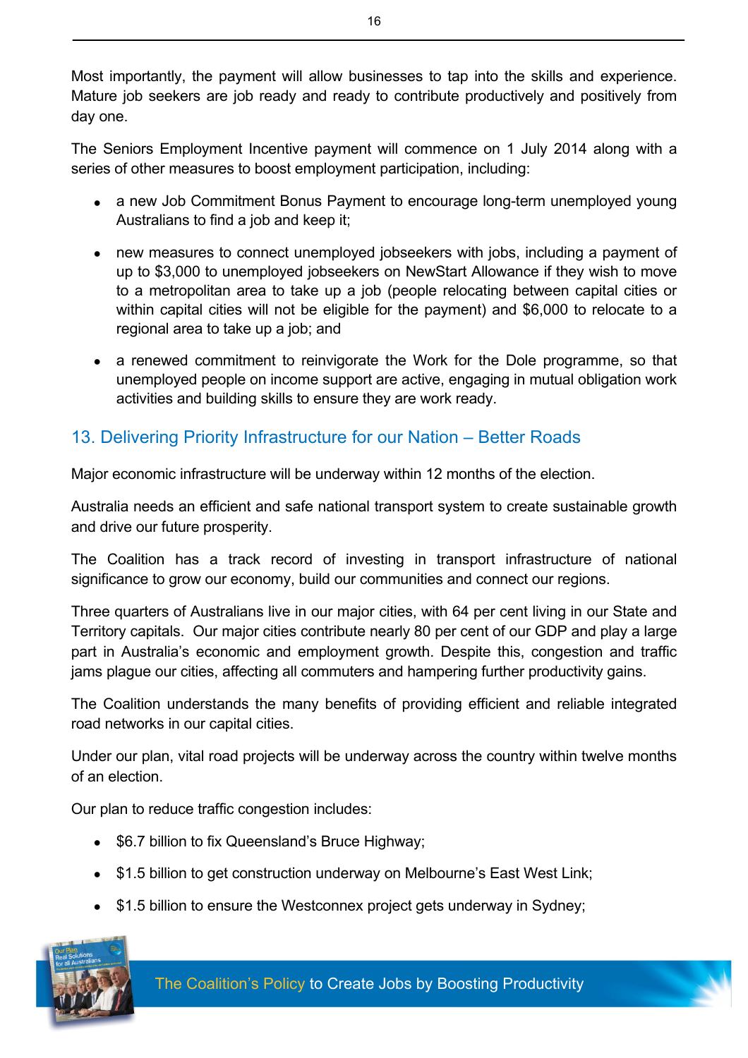Most importantly, the payment will allow businesses to tap into the skills and experience. Mature job seekers are job ready and ready to contribute productively and positively from day one.

The Seniors Employment Incentive payment will commence on 1 July 2014 along with a series of other measures to boost employment participation, including:

- a new Job Commitment Bonus Payment to encourage long-term unemployed young Australians to find a job and keep it;
- new measures to connect unemployed jobseekers with jobs, including a payment of up to $3,000 to unemployed jobseekers on NewStart Allowance if they wish to move to a metropolitan area to take up a job (people relocating between capital cities or within capital cities will not be eligible for the payment) and $6,000 to relocate to a regional area to take up a job; and
- a renewed commitment to reinvigorate the Work for the Dole programme, so that unemployed people on income support are active, engaging in mutual obligation work activities and building skills to ensure they are work ready.

## 13. Delivering Priority Infrastructure for our Nation – Better Roads

Major economic infrastructure will be underway within 12 months of the election.

Australia needs an efficient and safe national transport system to create sustainable growth and drive our future prosperity.

The Coalition has a track record of investing in transport infrastructure of national significance to grow our economy, build our communities and connect our regions.

Three quarters of Australians live in our major cities, with 64 per cent living in our State and Territory capitals. Our major cities contribute nearly 80 per cent of our GDP and play a large part in Australia's economic and employment growth. Despite this, congestion and traffic jams plague our cities, affecting all commuters and hampering further productivity gains.

The Coalition understands the many benefits of providing efficient and reliable integrated road networks in our capital cities.

Under our plan, vital road projects will be underway across the country within twelve months of an election.

Our plan to reduce traffic congestion includes:

- $6.7 billion to fix Queensland's Bruce Highway;
- $1.5 billion to get construction underway on Melbourne's East West Link;
- $1.5 billion to ensure the Westconnex project gets underway in Sydney;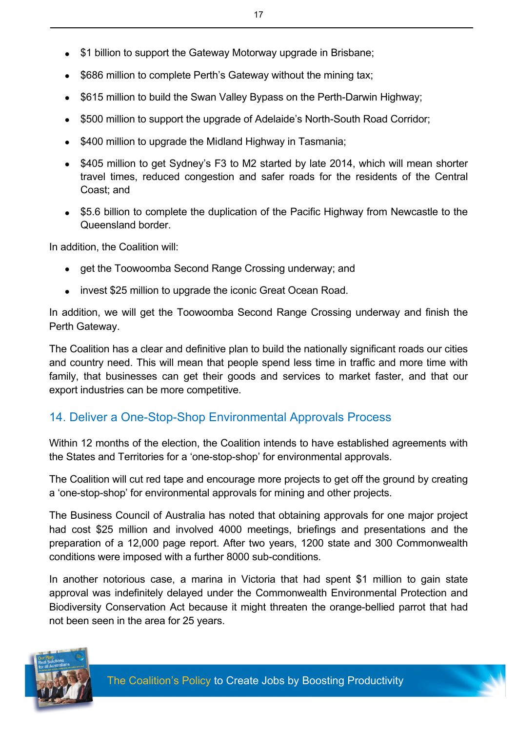- $1 billion to support the Gateway Motorway upgrade in Brisbane;
- $686 million to complete Perth's Gateway without the mining tax;
- $615 million to build the Swan Valley Bypass on the Perth-Darwin Highway;
- $500 million to support the upgrade of Adelaide's North-South Road Corridor;
- $400 million to upgrade the Midland Highway in Tasmania;
- $405 million to get Sydney's F3 to M2 started by late 2014, which will mean shorter travel times, reduced congestion and safer roads for the residents of the Central Coast; and
- $5.6 billion to complete the duplication of the Pacific Highway from Newcastle to the Queensland border.

In addition, the Coalition will:

- get the Toowoomba Second Range Crossing underway; and
- invest $25 million to upgrade the iconic Great Ocean Road.

In addition, we will get the Toowoomba Second Range Crossing underway and finish the Perth Gateway.

The Coalition has a clear and definitive plan to build the nationally significant roads our cities and country need. This will mean that people spend less time in traffic and more time with family, that businesses can get their goods and services to market faster, and that our export industries can be more competitive.

## 14. Deliver a One-Stop-Shop Environmental Approvals Process

Within 12 months of the election, the Coalition intends to have established agreements with the States and Territories for a 'one-stop-shop' for environmental approvals.

The Coalition will cut red tape and encourage more projects to get off the ground by creating a 'one-stop-shop' for environmental approvals for mining and other projects.

The Business Council of Australia has noted that obtaining approvals for one major project had cost $25 million and involved 4000 meetings, briefings and presentations and the preparation of a 12,000 page report. After two years, 1200 state and 300 Commonwealth conditions were imposed with a further 8000 sub-conditions.

In another notorious case, a marina in Victoria that had spent $1 million to gain state approval was indefinitely delayed under the Commonwealth Environmental Protection and Biodiversity Conservation Act because it might threaten the orange-bellied parrot that had not been seen in the area for 25 years.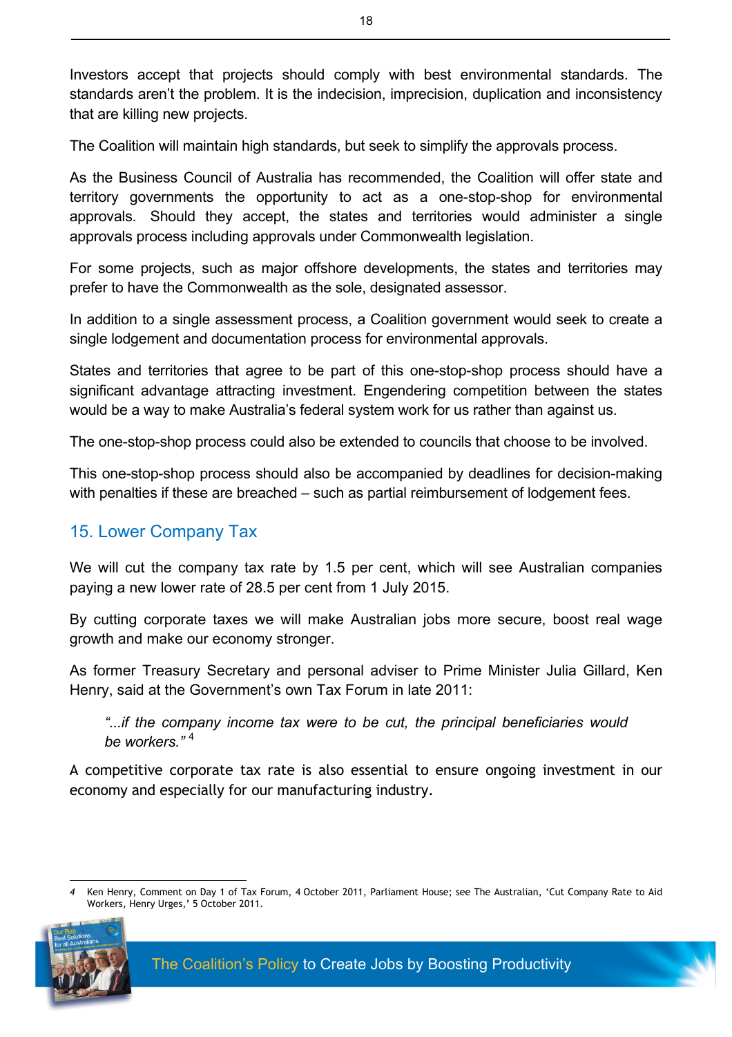Investors accept that projects should comply with best environmental standards. The standards aren't the problem. It is the indecision, imprecision, duplication and inconsistency that are killing new projects.

The Coalition will maintain high standards, but seek to simplify the approvals process.

As the Business Council of Australia has recommended, the Coalition will offer state and territory governments the opportunity to act as a one-stop-shop for environmental approvals. Should they accept, the states and territories would administer a single approvals process including approvals under Commonwealth legislation.

For some projects, such as major offshore developments, the states and territories may prefer to have the Commonwealth as the sole, designated assessor.

In addition to a single assessment process, a Coalition government would seek to create a single lodgement and documentation process for environmental approvals.

States and territories that agree to be part of this one-stop-shop process should have a significant advantage attracting investment. Engendering competition between the states would be a way to make Australia's federal system work for us rather than against us.

The one-stop-shop process could also be extended to councils that choose to be involved.

This one-stop-shop process should also be accompanied by deadlines for decision-making with penalties if these are breached – such as partial reimbursement of lodgement fees.

## 15. Lower Company Tax

We will cut the company tax rate by 1.5 per cent, which will see Australian companies paying a new lower rate of 28.5 per cent from 1 July 2015.

By cutting corporate taxes we will make Australian jobs more secure, boost real wage growth and make our economy stronger.

As former Treasury Secretary and personal adviser to Prime Minister Julia Gillard, Ken Henry, said at the Government's own Tax Forum in late 2011:

> *"...if the company income tax were to be cut, the principal beneficiaries would be workers."* [4]

A competitive corporate tax rate is also essential to ensure ongoing investment in our economy and especially for our manufacturing industry.

---

4 Ken Henry, Comment on Day 1 of Tax Forum, 4 October 2011, Parliament House; see The Australian, 'Cut Company Rate to Aid Workers, Henry Urges,' 5 October 2011.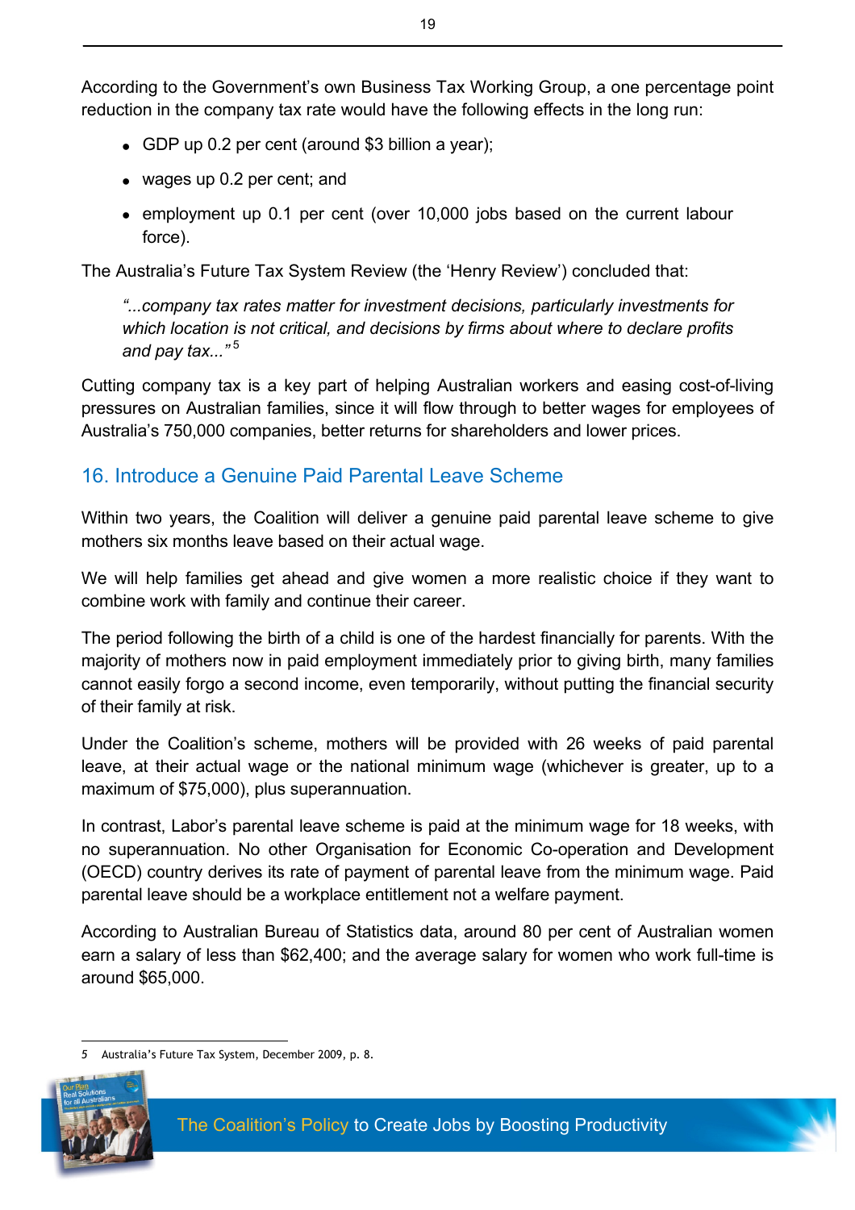According to the Government's own Business Tax Working Group, a one percentage point reduction in the company tax rate would have the following effects in the long run:

- GDP up 0.2 per cent (around $3 billion a year);
- wages up 0.2 per cent; and
- employment up 0.1 per cent (over 10,000 jobs based on the current labour force).

The Australia's Future Tax System Review (the 'Henry Review') concluded that:

> *"...company tax rates matter for investment decisions, particularly investments for which location is not critical, and decisions by firms about where to declare profits and pay tax..."*[5]

Cutting company tax is a key part of helping Australian workers and easing cost-of-living pressures on Australian families, since it will flow through to better wages for employees of Australia's 750,000 companies, better returns for shareholders and lower prices.

## 16. Introduce a Genuine Paid Parental Leave Scheme

Within two years, the Coalition will deliver a genuine paid parental leave scheme to give mothers six months leave based on their actual wage.

We will help families get ahead and give women a more realistic choice if they want to combine work with family and continue their career.

The period following the birth of a child is one of the hardest financially for parents. With the majority of mothers now in paid employment immediately prior to giving birth, many families cannot easily forgo a second income, even temporarily, without putting the financial security of their family at risk.

Under the Coalition's scheme, mothers will be provided with 26 weeks of paid parental leave, at their actual wage or the national minimum wage (whichever is greater, up to a maximum of $75,000), plus superannuation.

In contrast, Labor's parental leave scheme is paid at the minimum wage for 18 weeks, with no superannuation. No other Organisation for Economic Co-operation and Development (OECD) country derives its rate of payment of parental leave from the minimum wage. Paid parental leave should be a workplace entitlement not a welfare payment.

According to Australian Bureau of Statistics data, around 80 per cent of Australian women earn a salary of less than $62,400; and the average salary for women who work full-time is around $65,000.

---

5 Australia's Future Tax System, December 2009, p. 8.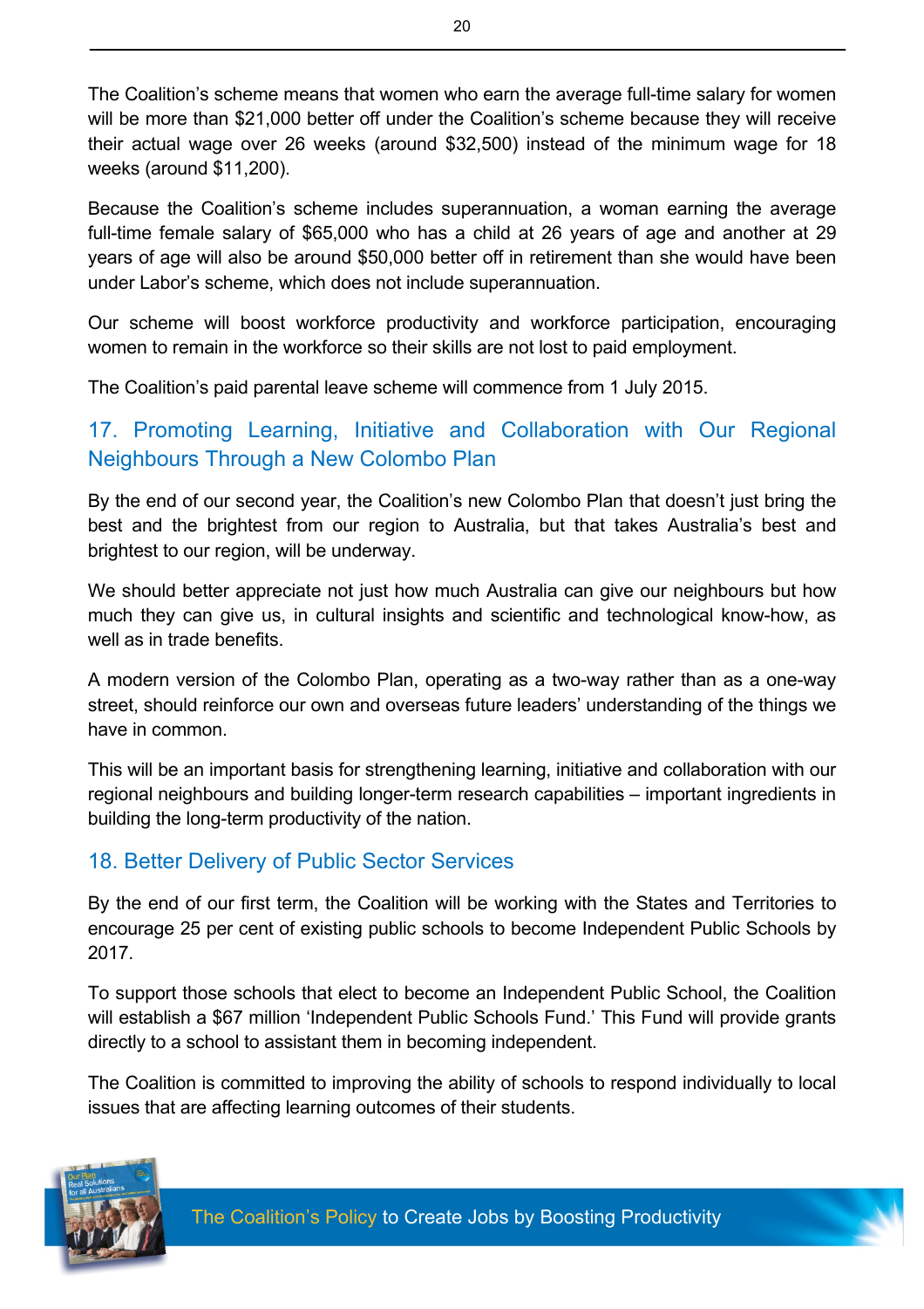The Coalition's scheme means that women who earn the average full-time salary for women will be more than $21,000 better off under the Coalition's scheme because they will receive their actual wage over 26 weeks (around $32,500) instead of the minimum wage for 18 weeks (around $11,200).

Because the Coalition's scheme includes superannuation, a woman earning the average full-time female salary of $65,000 who has a child at 26 years of age and another at 29 years of age will also be around $50,000 better off in retirement than she would have been under Labor's scheme, which does not include superannuation.

Our scheme will boost workforce productivity and workforce participation, encouraging women to remain in the workforce so their skills are not lost to paid employment.

The Coalition's paid parental leave scheme will commence from 1 July 2015.

## 17. Promoting Learning, Initiative and Collaboration with Our Regional Neighbours Through a New Colombo Plan

By the end of our second year, the Coalition's new Colombo Plan that doesn't just bring the best and the brightest from our region to Australia, but that takes Australia's best and brightest to our region, will be underway.

We should better appreciate not just how much Australia can give our neighbours but how much they can give us, in cultural insights and scientific and technological know-how, as well as in trade benefits.

A modern version of the Colombo Plan, operating as a two-way rather than as a one-way street, should reinforce our own and overseas future leaders' understanding of the things we have in common.

This will be an important basis for strengthening learning, initiative and collaboration with our regional neighbours and building longer-term research capabilities – important ingredients in building the long-term productivity of the nation.

## 18. Better Delivery of Public Sector Services

By the end of our first term, the Coalition will be working with the States and Territories to encourage 25 per cent of existing public schools to become Independent Public Schools by 2017.

To support those schools that elect to become an Independent Public School, the Coalition will establish a $67 million 'Independent Public Schools Fund.' This Fund will provide grants directly to a school to assistant them in becoming independent.

The Coalition is committed to improving the ability of schools to respond individually to local issues that are affecting learning outcomes of their students.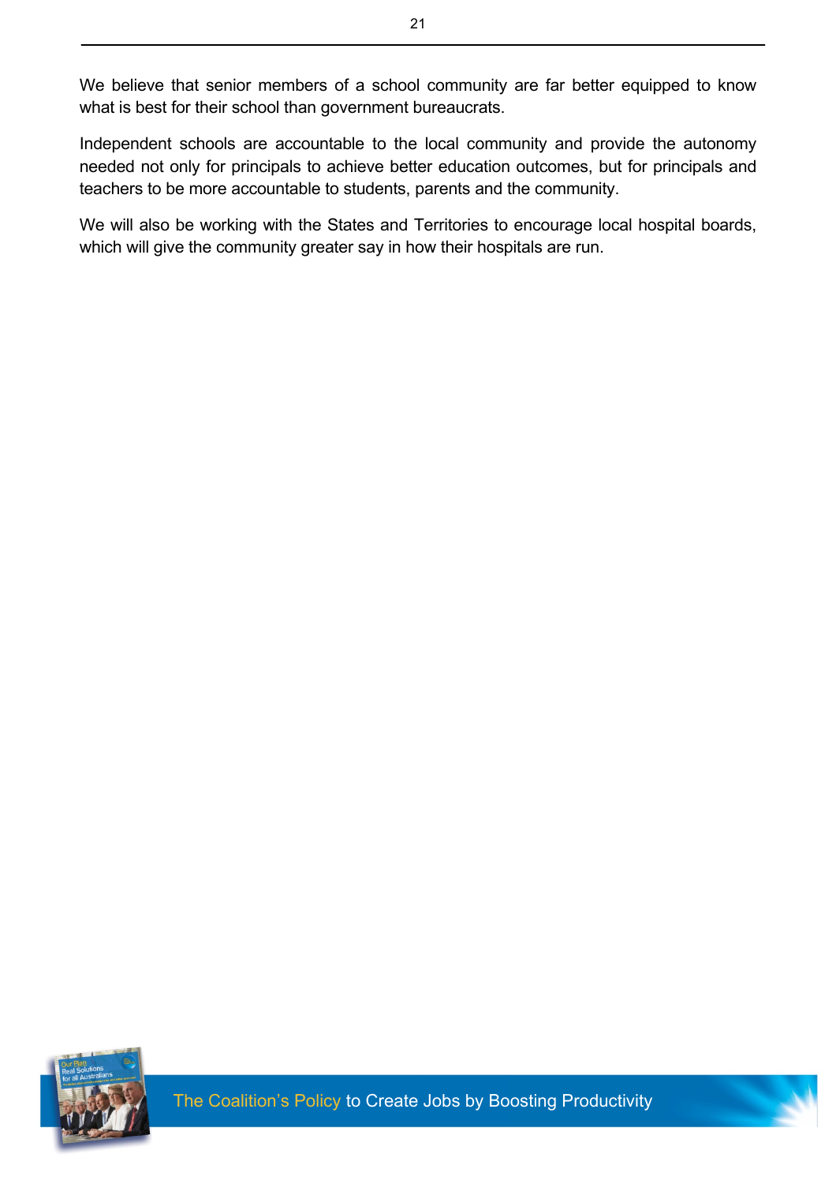We believe that senior members of a school community are far better equipped to know what is best for their school than government bureaucrats.

Independent schools are accountable to the local community and provide the autonomy needed not only for principals to achieve better education outcomes, but for principals and teachers to be more accountable to students, parents and the community.

We will also be working with the States and Territories to encourage local hospital boards, which will give the community greater say in how their hospitals are run.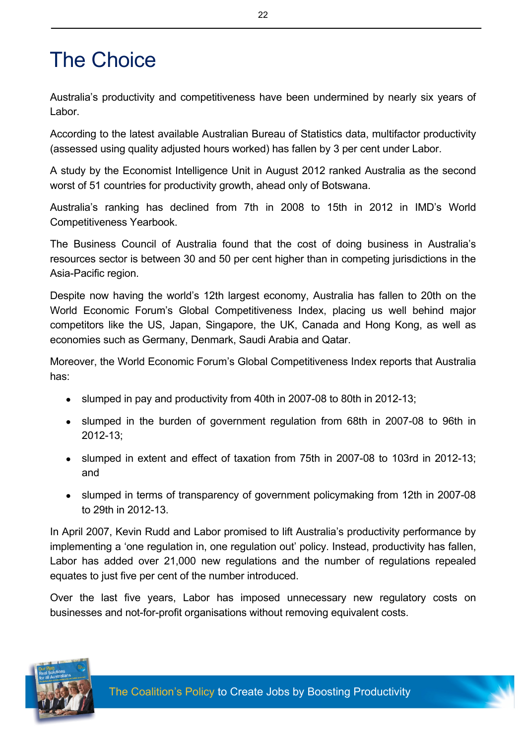# The Choice

Australia's productivity and competitiveness have been undermined by nearly six years of Labor.

According to the latest available Australian Bureau of Statistics data, multifactor productivity (assessed using quality adjusted hours worked) has fallen by 3 per cent under Labor.

A study by the Economist Intelligence Unit in August 2012 ranked Australia as the second worst of 51 countries for productivity growth, ahead only of Botswana.

Australia's ranking has declined from 7th in 2008 to 15th in 2012 in IMD's World Competitiveness Yearbook.

The Business Council of Australia found that the cost of doing business in Australia's resources sector is between 30 and 50 per cent higher than in competing jurisdictions in the Asia-Pacific region.

Despite now having the world's 12th largest economy, Australia has fallen to 20th on the World Economic Forum's Global Competitiveness Index, placing us well behind major competitors like the US, Japan, Singapore, the UK, Canada and Hong Kong, as well as economies such as Germany, Denmark, Saudi Arabia and Qatar.

Moreover, the World Economic Forum's Global Competitiveness Index reports that Australia has:

- slumped in pay and productivity from 40th in 2007-08 to 80th in 2012-13;
- slumped in the burden of government regulation from 68th in 2007-08 to 96th in 2012-13;
- slumped in extent and effect of taxation from 75th in 2007-08 to 103rd in 2012-13; and
- slumped in terms of transparency of government policymaking from 12th in 2007-08 to 29th in 2012-13.

In April 2007, Kevin Rudd and Labor promised to lift Australia's productivity performance by implementing a 'one regulation in, one regulation out' policy. Instead, productivity has fallen, Labor has added over 21,000 new regulations and the number of regulations repealed equates to just five per cent of the number introduced.

Over the last five years, Labor has imposed unnecessary new regulatory costs on businesses and not-for-profit organisations without removing equivalent costs.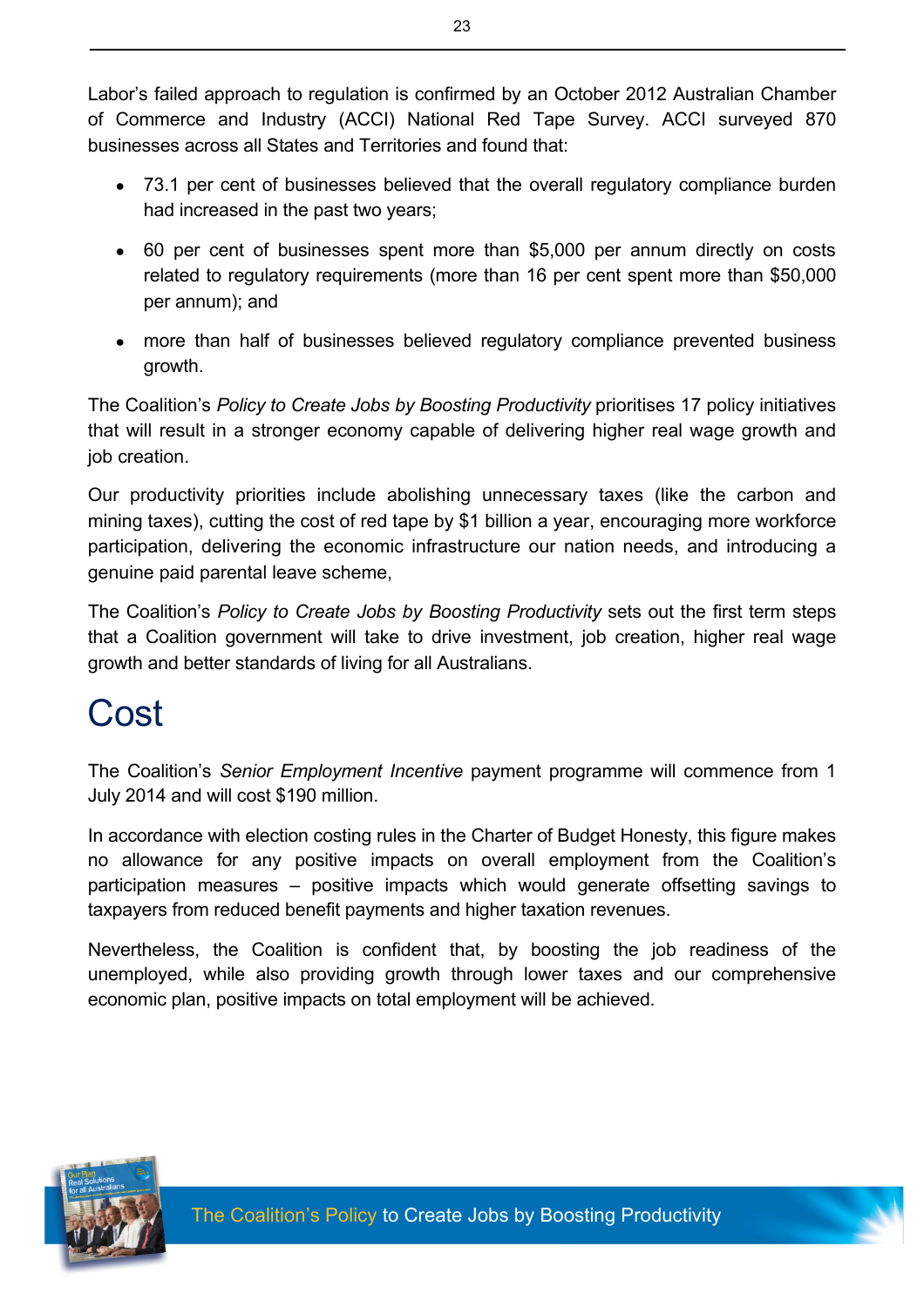Labor's failed approach to regulation is confirmed by an October 2012 Australian Chamber of Commerce and Industry (ACCI) National Red Tape Survey. ACCI surveyed 870 businesses across all States and Territories and found that:

- 73.1 per cent of businesses believed that the overall regulatory compliance burden had increased in the past two years;
- 60 per cent of businesses spent more than $5,000 per annum directly on costs related to regulatory requirements (more than 16 per cent spent more than $50,000 per annum); and
- more than half of businesses believed regulatory compliance prevented business growth.

The Coalition's *Policy to Create Jobs by Boosting Productivity* prioritises 17 policy initiatives that will result in a stronger economy capable of delivering higher real wage growth and job creation.

Our productivity priorities include abolishing unnecessary taxes (like the carbon and mining taxes), cutting the cost of red tape by $1 billion a year, encouraging more workforce participation, delivering the economic infrastructure our nation needs, and introducing a genuine paid parental leave scheme,

The Coalition's *Policy to Create Jobs by Boosting Productivity* sets out the first term steps that a Coalition government will take to drive investment, job creation, higher real wage growth and better standards of living for all Australians.

# Cost

The Coalition's *Senior Employment Incentive* payment programme will commence from 1 July 2014 and will cost $190 million.

In accordance with election costing rules in the Charter of Budget Honesty, this figure makes no allowance for any positive impacts on overall employment from the Coalition's participation measures – positive impacts which would generate offsetting savings to taxpayers from reduced benefit payments and higher taxation revenues.

Nevertheless, the Coalition is confident that, by boosting the job readiness of the unemployed, while also providing growth through lower taxes and our comprehensive economic plan, positive impacts on total employment will be achieved.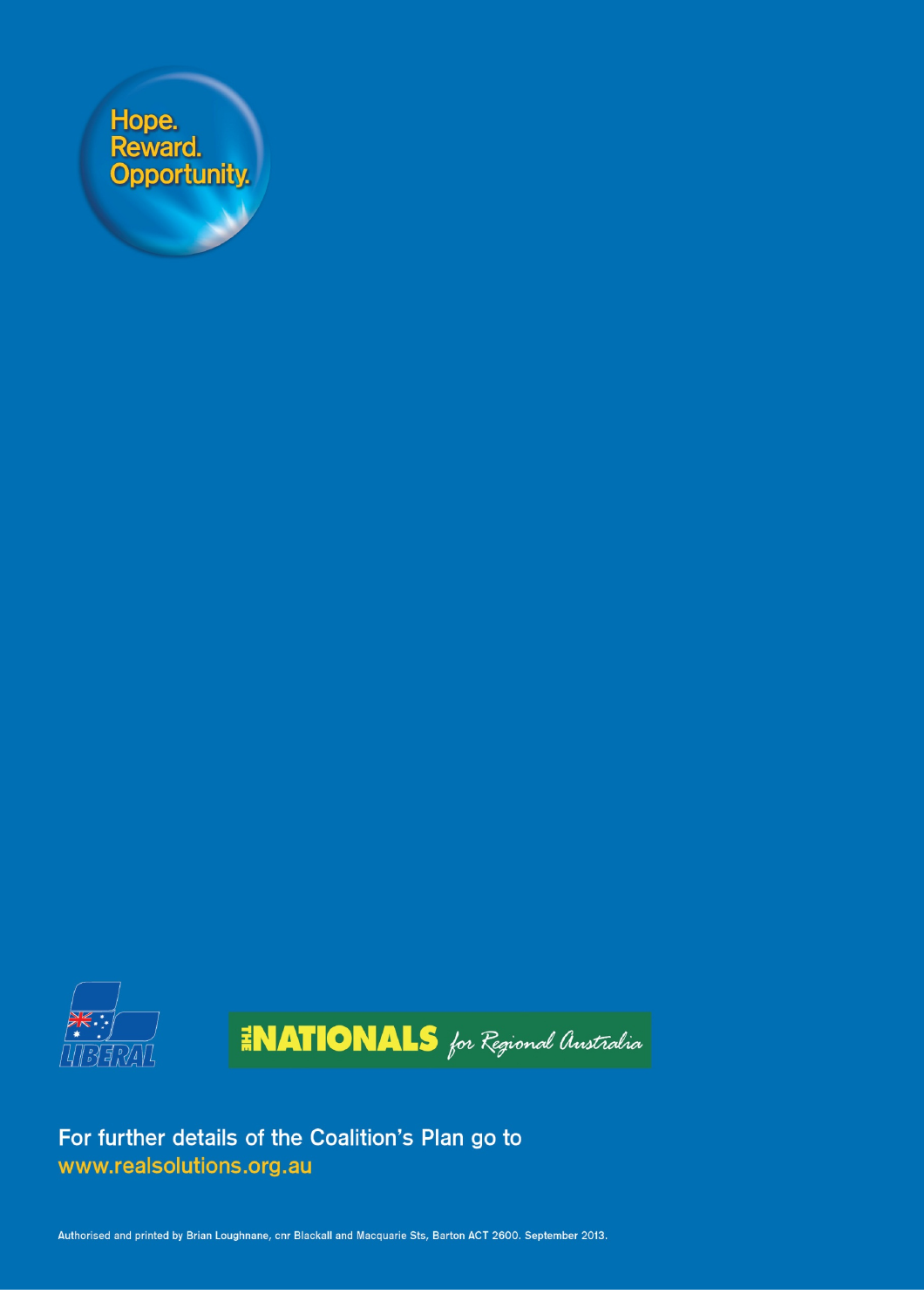Hope.
Reward.
Opportunity.

LIBERAL

THE NATIONALS *for Regional Australia*

For further details of the Coalition's Plan go to
www.realsolutions.org.au

Authorised and printed by Brian Loughnane, cnr Blackall and Macquarie Sts, Barton ACT 2600. September 2013.